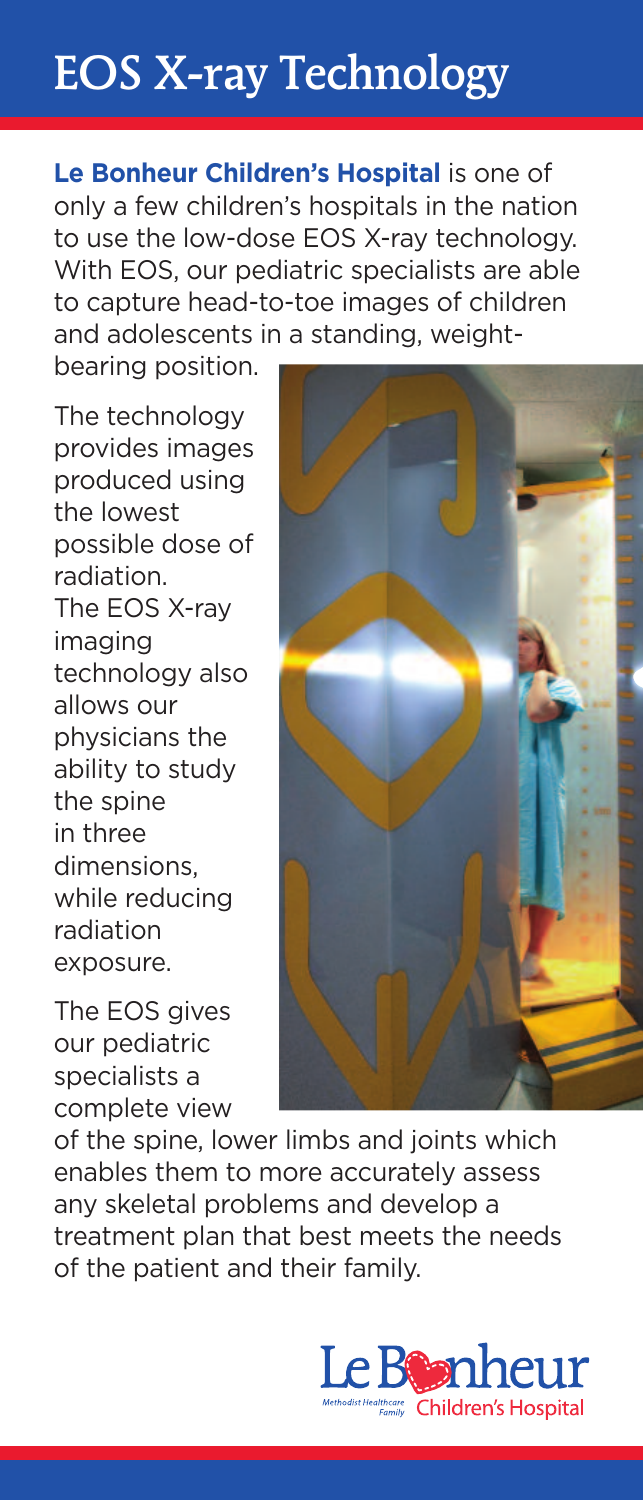# EOS X-ray Technology

**Le Bonheur Children's Hospital** is one of only a few children's hospitals in the nation to use the low-dose EOS X-ray technology. With EOS, our pediatric specialists are able to capture head-to-toe images of children and adolescents in a standing, weight-bearing position.

The technology provides images produced using the lowest possible dose of radiation. The EOS X-ray imaging technology also allows our physicians the ability to study the spine in three dimensions, while reducing radiation exposure.

The EOS gives our pediatric specialists a complete view of the spine, lower limbs and joints which enables them to more accurately assess any skeletal problems and develop a treatment plan that best meets the needs of the patient and their family.

Le Bonheur Children's Hospital
Methodist Healthcare Family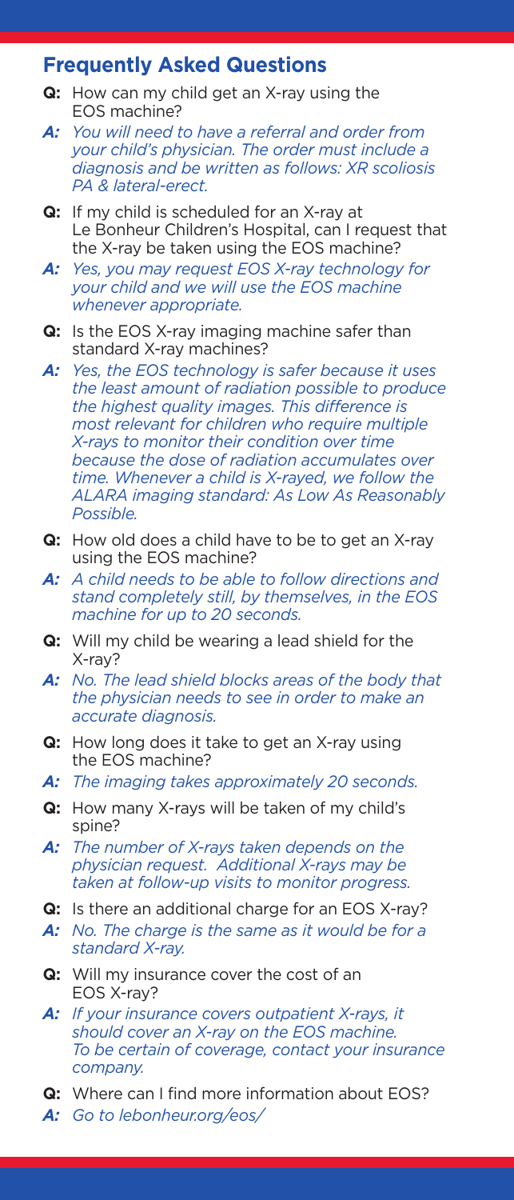## Frequently Asked Questions

**Q:** How can my child get an X-ray using the EOS machine?

***A:*** *You will need to have a referral and order from your child's physician. The order must include a diagnosis and be written as follows: XR scoliosis PA & lateral-erect.*

**Q:** If my child is scheduled for an X-ray at Le Bonheur Children's Hospital, can I request that the X-ray be taken using the EOS machine?

***A:*** *Yes, you may request EOS X-ray technology for your child and we will use the EOS machine whenever appropriate.*

**Q:** Is the EOS X-ray imaging machine safer than standard X-ray machines?

***A:*** *Yes, the EOS technology is safer because it uses the least amount of radiation possible to produce the highest quality images. This difference is most relevant for children who require multiple X-rays to monitor their condition over time because the dose of radiation accumulates over time. Whenever a child is X-rayed, we follow the ALARA imaging standard: As Low As Reasonably Possible.*

**Q:** How old does a child have to be to get an X-ray using the EOS machine?

***A:*** *A child needs to be able to follow directions and stand completely still, by themselves, in the EOS machine for up to 20 seconds.*

**Q:** Will my child be wearing a lead shield for the X-ray?

***A:*** *No. The lead shield blocks areas of the body that the physician needs to see in order to make an accurate diagnosis.*

**Q:** How long does it take to get an X-ray using the EOS machine?

***A:*** *The imaging takes approximately 20 seconds.*

**Q:** How many X-rays will be taken of my child's spine?

***A:*** *The number of X-rays taken depends on the physician request. Additional X-rays may be taken at follow-up visits to monitor progress.*

**Q:** Is there an additional charge for an EOS X-ray?

***A:*** *No. The charge is the same as it would be for a standard X-ray.*

**Q:** Will my insurance cover the cost of an EOS X-ray?

***A:*** *If your insurance covers outpatient X-rays, it should cover an X-ray on the EOS machine. To be certain of coverage, contact your insurance company.*

**Q:** Where can I find more information about EOS?

***A:*** *Go to lebonheur.org/eos/*